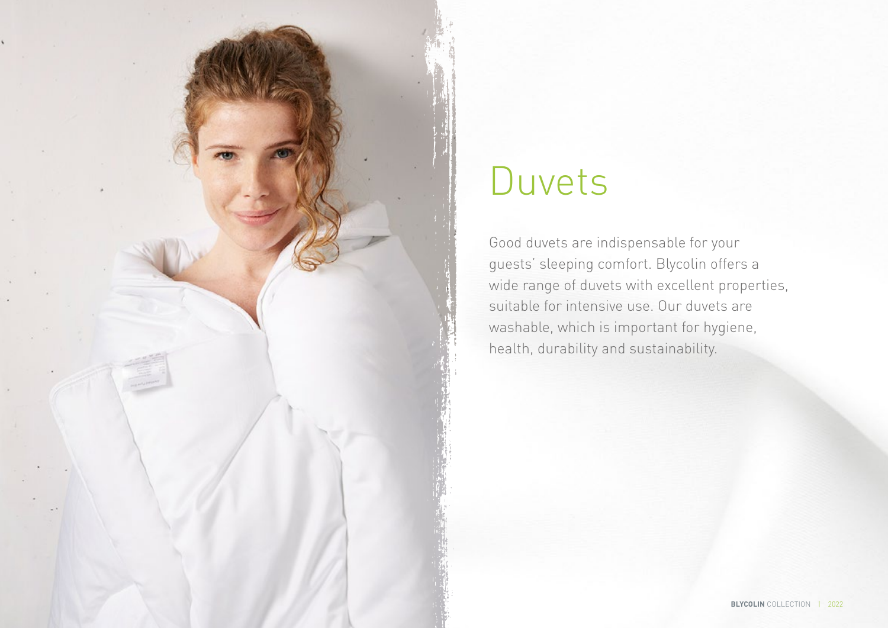# Duvets

Good duvets are indispensable for your guests' sleeping comfort. Blycolin offers a wide range of duvets with excellent properties, suitable for intensive use. Our duvets are washable, which is important for hygiene, health, durability and sustainability.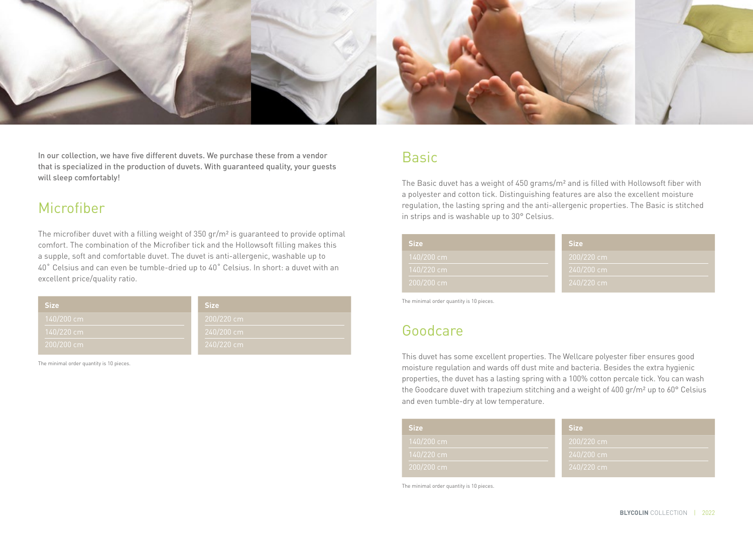In our collection, we have five different duvets. We purchase these from a vendor that is specialized in the production of duvets. With guaranteed quality, your guests will sleep comfortably!

## Microfiber

The microfiber duvet with a filling weight of 350 gr/m² is guaranteed to provide optimal comfort. The combination of the Microfiber tick and the Hollowsoft filling makes this a supple, soft and comfortable duvet. The duvet is anti-allergenic, washable up to 40˚ Celsius and can even be tumble-dried up to 40˚ Celsius. In short: a duvet with an excellent price/quality ratio.

| Size | Size |
|---|---|
| 140/200 cm | 200/220 cm |
| 140/220 cm | 240/200 cm |
| 200/200 cm | 240/220 cm |

The minimal order quantity is 10 pieces.

## Basic

The Basic duvet has a weight of 450 grams/m² and is filled with Hollowsoft fiber with a polyester and cotton tick. Distinguishing features are also the excellent moisture regulation, the lasting spring and the anti-allergenic properties. The Basic is stitched in strips and is washable up to 30° Celsius.

| Size | Size |
|---|---|
| 140/200 cm | 200/220 cm |
| 140/220 cm | 240/200 cm |
| 200/200 cm | 240/220 cm |

The minimal order quantity is 10 pieces.

## Goodcare

This duvet has some excellent properties. The Wellcare polyester fiber ensures good moisture regulation and wards off dust mite and bacteria. Besides the extra hygienic properties, the duvet has a lasting spring with a 100% cotton percale tick. You can wash the Goodcare duvet with trapezium stitching and a weight of 400 gr/m² up to 60° Celsius and even tumble-dry at low temperature.

| Size | Size |
|---|---|
| 140/200 cm | 200/220 cm |
| 140/220 cm | 240/200 cm |
| 200/200 cm | 240/220 cm |

The minimal order quantity is 10 pieces.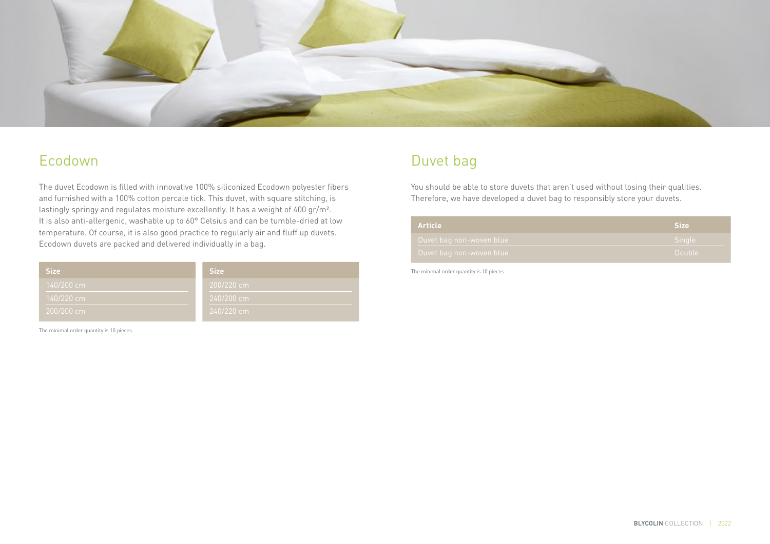## Ecodown

The duvet Ecodown is filled with innovative 100% siliconized Ecodown polyester fibers and furnished with a 100% cotton percale tick. This duvet, with square stitching, is lastingly springy and regulates moisture excellently. It has a weight of 400 gr/m². It is also anti-allergenic, washable up to 60° Celsius and can be tumble-dried at low temperature. Of course, it is also good practice to regularly air and fluff up duvets. Ecodown duvets are packed and delivered individually in a bag.

| Size | Size |
|---|---|
| 140/200 cm | 200/220 cm |
| 140/220 cm | 240/200 cm |
| 200/200 cm | 240/220 cm |

The minimal order quantity is 10 pieces.

## Duvet bag

You should be able to store duvets that aren't used without losing their qualities. Therefore, we have developed a duvet bag to responsibly store your duvets.

| Article | Size |
|---|---|
| Duvet bag non-woven blue | Single |
| Duvet bag non-woven blue | Double |

The minimal order quantity is 10 pieces.